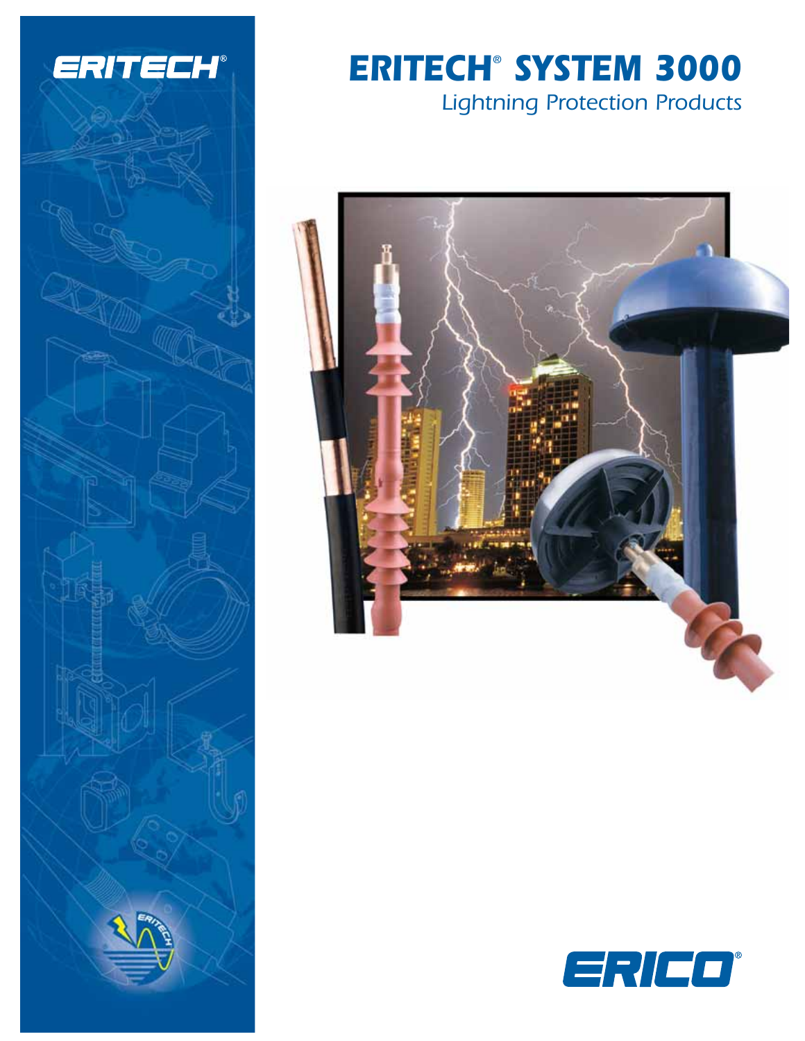ERITECH®

# ERITECH® SYSTEM 3000

## Lightning Protection Products

ERICO®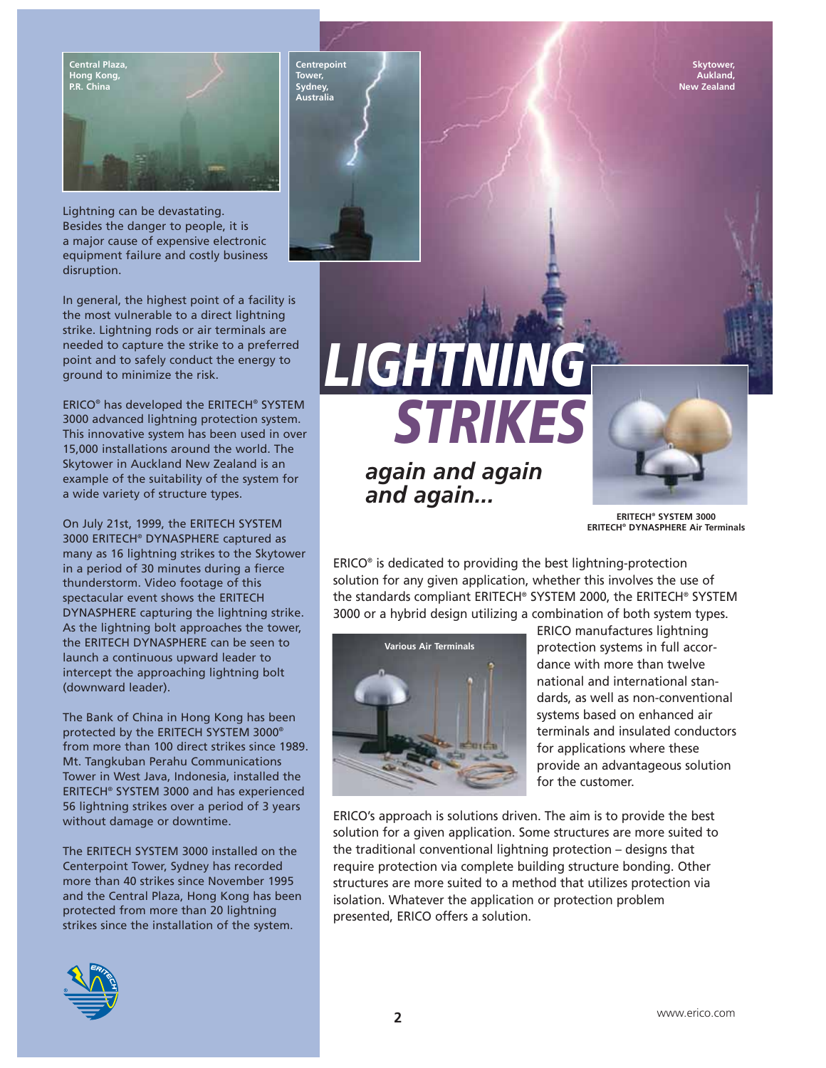# LIGHTNING STRIKES

## *again and again and again...*

Central Plaza, Hong Kong, P.R. China

Centrepoint Tower, Sydney, Australia

Skytower, Aukland, New Zealand

Lightning can be devastating. Besides the danger to people, it is a major cause of expensive electronic equipment failure and costly business disruption.

In general, the highest point of a facility is the most vulnerable to a direct lightning strike. Lightning rods or air terminals are needed to capture the strike to a preferred point and to safely conduct the energy to ground to minimize the risk.

ERICO® has developed the ERITECH® SYSTEM 3000 advanced lightning protection system. This innovative system has been used in over 15,000 installations around the world. The Skytower in Auckland New Zealand is an example of the suitability of the system for a wide variety of structure types.

On July 21st, 1999, the ERITECH SYSTEM 3000 ERITECH® DYNASPHERE captured as many as 16 lightning strikes to the Skytower in a period of 30 minutes during a fierce thunderstorm. Video footage of this spectacular event shows the ERITECH DYNASPHERE capturing the lightning strike. As the lightning bolt approaches the tower, the ERITECH DYNASPHERE can be seen to launch a continuous upward leader to intercept the approaching lightning bolt (downward leader).

The Bank of China in Hong Kong has been protected by the ERITECH SYSTEM 3000® from more than 100 direct strikes since 1989. Mt. Tangkuban Perahu Communications Tower in West Java, Indonesia, installed the ERITECH® SYSTEM 3000 and has experienced 56 lightning strikes over a period of 3 years without damage or downtime.

The ERITECH SYSTEM 3000 installed on the Centerpoint Tower, Sydney has recorded more than 40 strikes since November 1995 and the Central Plaza, Hong Kong has been protected from more than 20 lightning strikes since the installation of the system.

**ERITECH® SYSTEM 3000**
**ERITECH® DYNASPHERE Air Terminals**

ERICO® is dedicated to providing the best lightning-protection solution for any given application, whether this involves the use of the standards compliant ERITECH® SYSTEM 2000, the ERITECH® SYSTEM 3000 or a hybrid design utilizing a combination of both system types.

**Various Air Terminals**

ERICO manufactures lightning protection systems in full accordance with more than twelve national and international standards, as well as non-conventional systems based on enhanced air terminals and insulated conductors for applications where these provide an advantageous solution for the customer.

ERICO's approach is solutions driven. The aim is to provide the best solution for a given application. Some structures are more suited to the traditional conventional lightning protection – designs that require protection via complete building structure bonding. Other structures are more suited to a method that utilizes protection via isolation. Whatever the application or protection problem presented, ERICO offers a solution.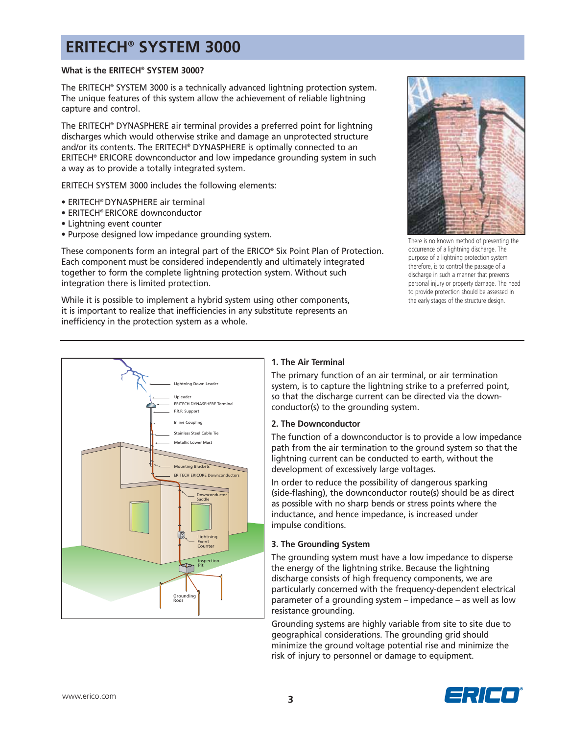# ERITECH® SYSTEM 3000

**What is the ERITECH® SYSTEM 3000?**

The ERITECH® SYSTEM 3000 is a technically advanced lightning protection system. The unique features of this system allow the achievement of reliable lightning capture and control.

The ERITECH® DYNASPHERE air terminal provides a preferred point for lightning discharges which would otherwise strike and damage an unprotected structure and/or its contents. The ERITECH® DYNASPHERE is optimally connected to an ERITECH® ERICORE downconductor and low impedance grounding system in such a way as to provide a totally integrated system.

ERITECH SYSTEM 3000 includes the following elements:

- ERITECH® DYNASPHERE air terminal
- ERITECH® ERICORE downconductor
- Lightning event counter
- Purpose designed low impedance grounding system.

These components form an integral part of the ERICO® Six Point Plan of Protection. Each component must be considered independently and ultimately integrated together to form the complete lightning protection system. Without such integration there is limited protection.

While it is possible to implement a hybrid system using other components, it is important to realize that inefficiencies in any substitute represents an inefficiency in the protection system as a whole.

There is no known method of preventing the occurrence of a lightning discharge. The purpose of a lightning protection system therefore, is to control the passage of a discharge in such a manner that prevents personal injury or property damage. The need to provide protection should be assessed in the early stages of the structure design.

Lightning Down Leader
Upleader
ERITECH DYNASPHERE Terminal
F.R.P. Support
Inline Coupling
Stainless Steel Cable Tie
Metallic Lower Mast
Mounting Brackets
ERITECH ERICORE Downconductors
Downconductor Saddle
Lightning Event Counter
Inspection Pit
Grounding Rods

## 1. The Air Terminal

The primary function of an air terminal, or air termination system, is to capture the lightning strike to a preferred point, so that the discharge current can be directed via the down-conductor(s) to the grounding system.

## 2. The Downconductor

The function of a downconductor is to provide a low impedance path from the air termination to the ground system so that the lightning current can be conducted to earth, without the development of excessively large voltages.

In order to reduce the possibility of dangerous sparking (side-flashing), the downconductor route(s) should be as direct as possible with no sharp bends or stress points where the inductance, and hence impedance, is increased under impulse conditions.

## 3. The Grounding System

The grounding system must have a low impedance to disperse the energy of the lightning strike. Because the lightning discharge consists of high frequency components, we are particularly concerned with the frequency-dependent electrical parameter of a grounding system – impedance – as well as low resistance grounding.

Grounding systems are highly variable from site to site due to geographical considerations. The grounding grid should minimize the ground voltage potential rise and minimize the risk of injury to personnel or damage to equipment.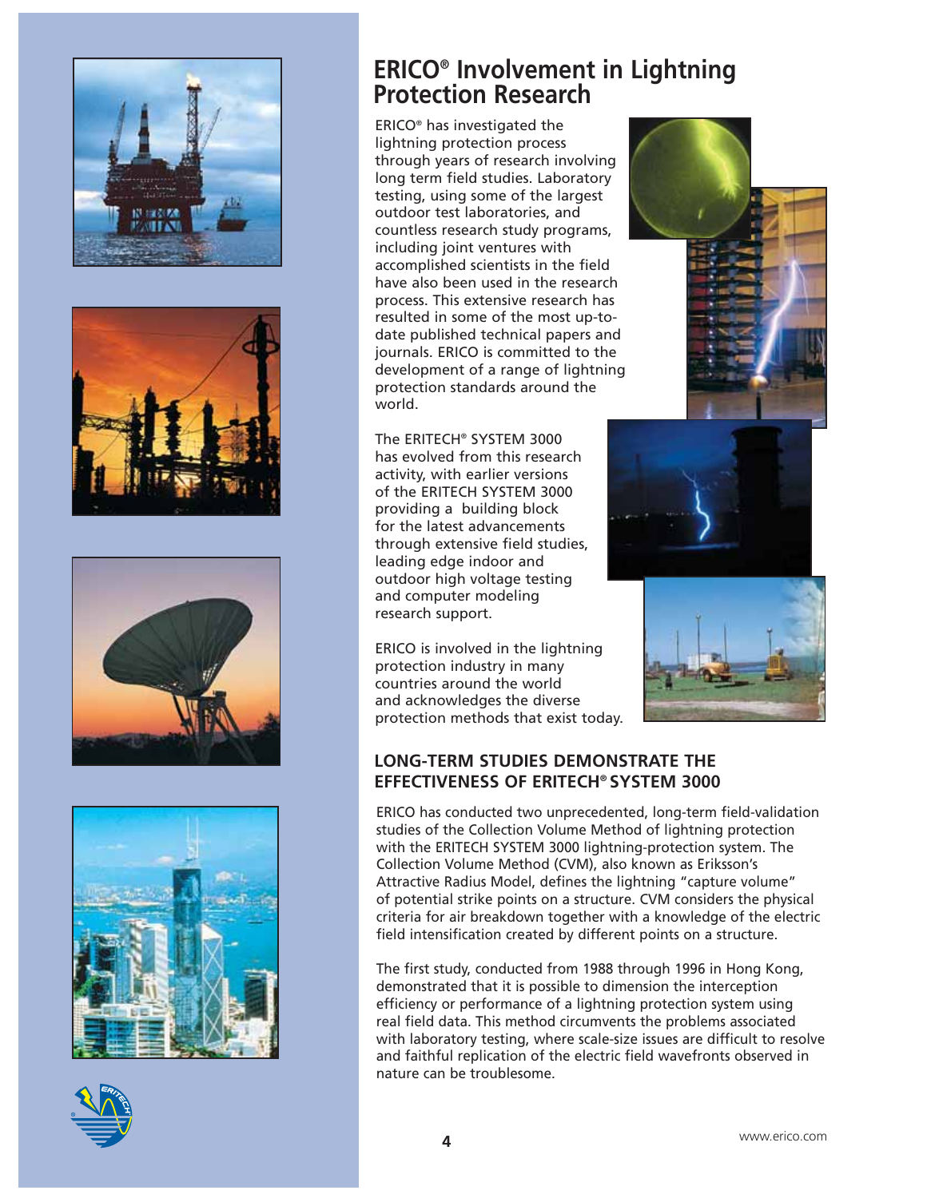# ERICO® Involvement in Lightning Protection Research

ERICO® has investigated the lightning protection process through years of research involving long term field studies. Laboratory testing, using some of the largest outdoor test laboratories, and countless research study programs, including joint ventures with accomplished scientists in the field have also been used in the research process. This extensive research has resulted in some of the most up-to-date published technical papers and journals. ERICO is committed to the development of a range of lightning protection standards around the world.

The ERITECH® SYSTEM 3000 has evolved from this research activity, with earlier versions of the ERITECH SYSTEM 3000 providing a building block for the latest advancements through extensive field studies, leading edge indoor and outdoor high voltage testing and computer modeling research support.

ERICO is involved in the lightning protection industry in many countries around the world and acknowledges the diverse protection methods that exist today.

## LONG-TERM STUDIES DEMONSTRATE THE EFFECTIVENESS OF ERITECH® SYSTEM 3000

ERICO has conducted two unprecedented, long-term field-validation studies of the Collection Volume Method of lightning protection with the ERITECH SYSTEM 3000 lightning-protection system. The Collection Volume Method (CVM), also known as Eriksson's Attractive Radius Model, defines the lightning "capture volume" of potential strike points on a structure. CVM considers the physical criteria for air breakdown together with a knowledge of the electric field intensification created by different points on a structure.

The first study, conducted from 1988 through 1996 in Hong Kong, demonstrated that it is possible to dimension the interception efficiency or performance of a lightning protection system using real field data. This method circumvents the problems associated with laboratory testing, where scale-size issues are difficult to resolve and faithful replication of the electric field wavefronts observed in nature can be troublesome.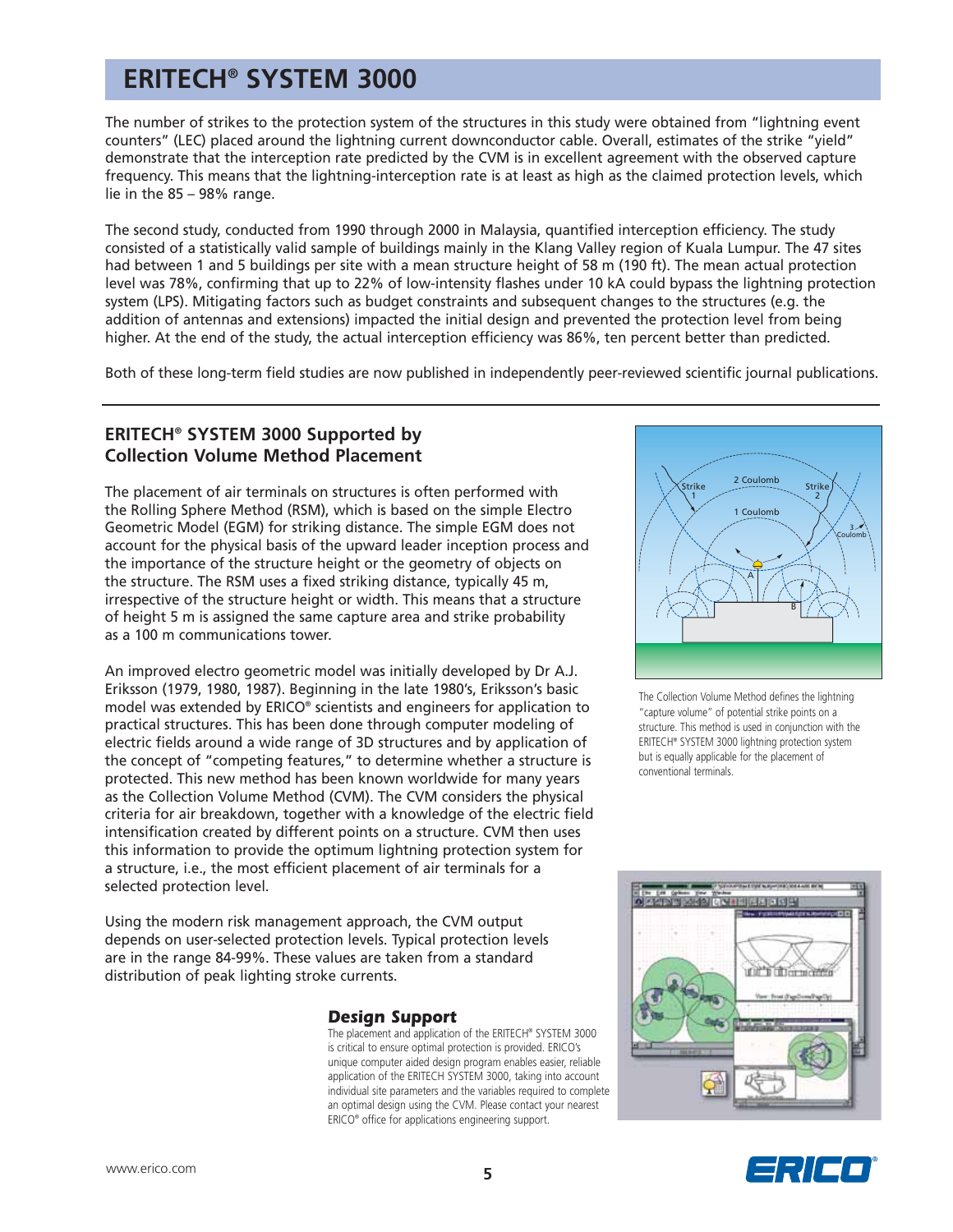# ERITECH® SYSTEM 3000

The number of strikes to the protection system of the structures in this study were obtained from "lightning event counters" (LEC) placed around the lightning current downconductor cable. Overall, estimates of the strike "yield" demonstrate that the interception rate predicted by the CVM is in excellent agreement with the observed capture frequency. This means that the lightning-interception rate is at least as high as the claimed protection levels, which lie in the 85 – 98% range.

The second study, conducted from 1990 through 2000 in Malaysia, quantified interception efficiency. The study consisted of a statistically valid sample of buildings mainly in the Klang Valley region of Kuala Lumpur. The 47 sites had between 1 and 5 buildings per site with a mean structure height of 58 m (190 ft). The mean actual protection level was 78%, confirming that up to 22% of low-intensity flashes under 10 kA could bypass the lightning protection system (LPS). Mitigating factors such as budget constraints and subsequent changes to the structures (e.g. the addition of antennas and extensions) impacted the initial design and prevented the protection level from being higher. At the end of the study, the actual interception efficiency was 86%, ten percent better than predicted.

Both of these long-term field studies are now published in independently peer-reviewed scientific journal publications.

---

## ERITECH® SYSTEM 3000 Supported by Collection Volume Method Placement

The placement of air terminals on structures is often performed with the Rolling Sphere Method (RSM), which is based on the simple Electro Geometric Model (EGM) for striking distance. The simple EGM does not account for the physical basis of the upward leader inception process and the importance of the structure height or the geometry of objects on the structure. The RSM uses a fixed striking distance, typically 45 m, irrespective of the structure height or width. This means that a structure of height 5 m is assigned the same capture area and strike probability as a 100 m communications tower.

An improved electro geometric model was initially developed by Dr A.J. Eriksson (1979, 1980, 1987). Beginning in the late 1980's, Eriksson's basic model was extended by ERICO® scientists and engineers for application to practical structures. This has been done through computer modeling of electric fields around a wide range of 3D structures and by application of the concept of "competing features," to determine whether a structure is protected. This new method has been known worldwide for many years as the Collection Volume Method (CVM). The CVM considers the physical criteria for air breakdown, together with a knowledge of the electric field intensification created by different points on a structure. CVM then uses this information to provide the optimum lightning protection system for a structure, i.e., the most efficient placement of air terminals for a selected protection level.

Using the modern risk management approach, the CVM output depends on user-selected protection levels. Typical protection levels are in the range 84-99%. These values are taken from a standard distribution of peak lighting stroke currents.

The Collection Volume Method defines the lightning "capture volume" of potential strike points on a structure. This method is used in conjunction with the ERITECH® SYSTEM 3000 lightning protection system but is equally applicable for the placement of conventional terminals.

### Design Support

The placement and application of the ERITECH® SYSTEM 3000 is critical to ensure optimal protection is provided. ERICO's unique computer aided design program enables easier, reliable application of the ERITECH SYSTEM 3000, taking into account individual site parameters and the variables required to complete an optimal design using the CVM. Please contact your nearest ERICO® office for applications engineering support.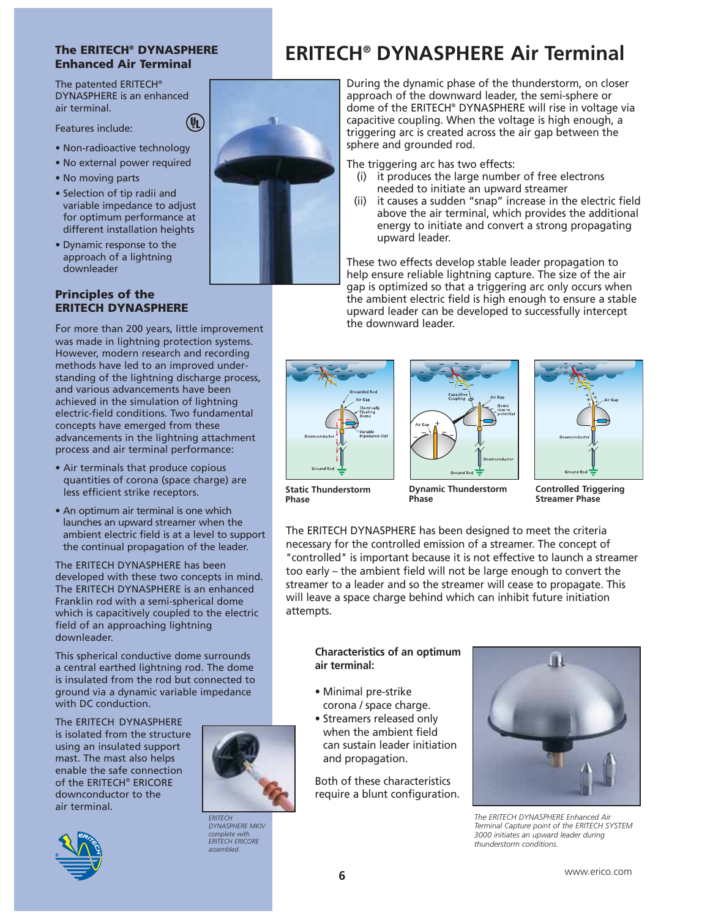## The ERITECH® DYNASPHERE Enhanced Air Terminal

The patented ERITECH® DYNASPHERE is an enhanced air terminal.

Features include:

- Non-radioactive technology
- No external power required
- No moving parts
- Selection of tip radii and variable impedance to adjust for optimum performance at different installation heights
- Dynamic response to the approach of a lightning downleader

## Principles of the ERITECH DYNASPHERE

For more than 200 years, little improvement was made in lightning protection systems. However, modern research and recording methods have led to an improved understanding of the lightning discharge process, and various advancements have been achieved in the simulation of lightning electric-field conditions. Two fundamental concepts have emerged from these advancements in the lightning attachment process and air terminal performance:

- Air terminals that produce copious quantities of corona (space charge) are less efficient strike receptors.
- An optimum air terminal is one which launches an upward streamer when the ambient electric field is at a level to support the continual propagation of the leader.

The ERITECH DYNASPHERE has been developed with these two concepts in mind. The ERITECH DYNASPHERE is an enhanced Franklin rod with a semi-spherical dome which is capacitively coupled to the electric field of an approaching lightning downleader.

This spherical conductive dome surrounds a central earthed lightning rod. The dome is insulated from the rod but connected to ground via a dynamic variable impedance with DC conduction.

The ERITECH DYNASPHERE is isolated from the structure using an insulated support mast. The mast also helps enable the safe connection of the ERITECH® ERICORE downconductor to the air terminal.

*ERITECH DYNASPHERE MKIV complete with ERITECH ERICORE assembled.*

# ERITECH® DYNASPHERE Air Terminal

During the dynamic phase of the thunderstorm, on closer approach of the downward leader, the semi-sphere or dome of the ERITECH® DYNASPHERE will rise in voltage via capacitive coupling. When the voltage is high enough, a triggering arc is created across the air gap between the sphere and grounded rod.

The triggering arc has two effects:

(i) it produces the large number of free electrons needed to initiate an upward streamer
(ii) it causes a sudden "snap" increase in the electric field above the air terminal, which provides the additional energy to initiate and convert a strong propagating upward leader.

These two effects develop stable leader propagation to help ensure reliable lightning capture. The size of the air gap is optimized so that a triggering arc only occurs when the ambient electric field is high enough to ensure a stable upward leader can be developed to successfully intercept the downward leader.

**Static Thunderstorm Phase**

**Dynamic Thunderstorm Phase**

**Controlled Triggering Streamer Phase**

The ERITECH DYNASPHERE has been designed to meet the criteria necessary for the controlled emission of a streamer. The concept of "controlled" is important because it is not effective to launch a streamer too early – the ambient field will not be large enough to convert the streamer to a leader and so the streamer will cease to propagate. This will leave a space charge behind which can inhibit future initiation attempts.

**Characteristics of an optimum air terminal:**

- Minimal pre-strike corona / space charge.
- Streamers released only when the ambient field can sustain leader initiation and propagation.

Both of these characteristics require a blunt configuration.

*The ERITECH DYNASPHERE Enhanced Air Terminal Capture point of the ERITECH SYSTEM 3000 initiates an upward leader during thunderstorm conditions.*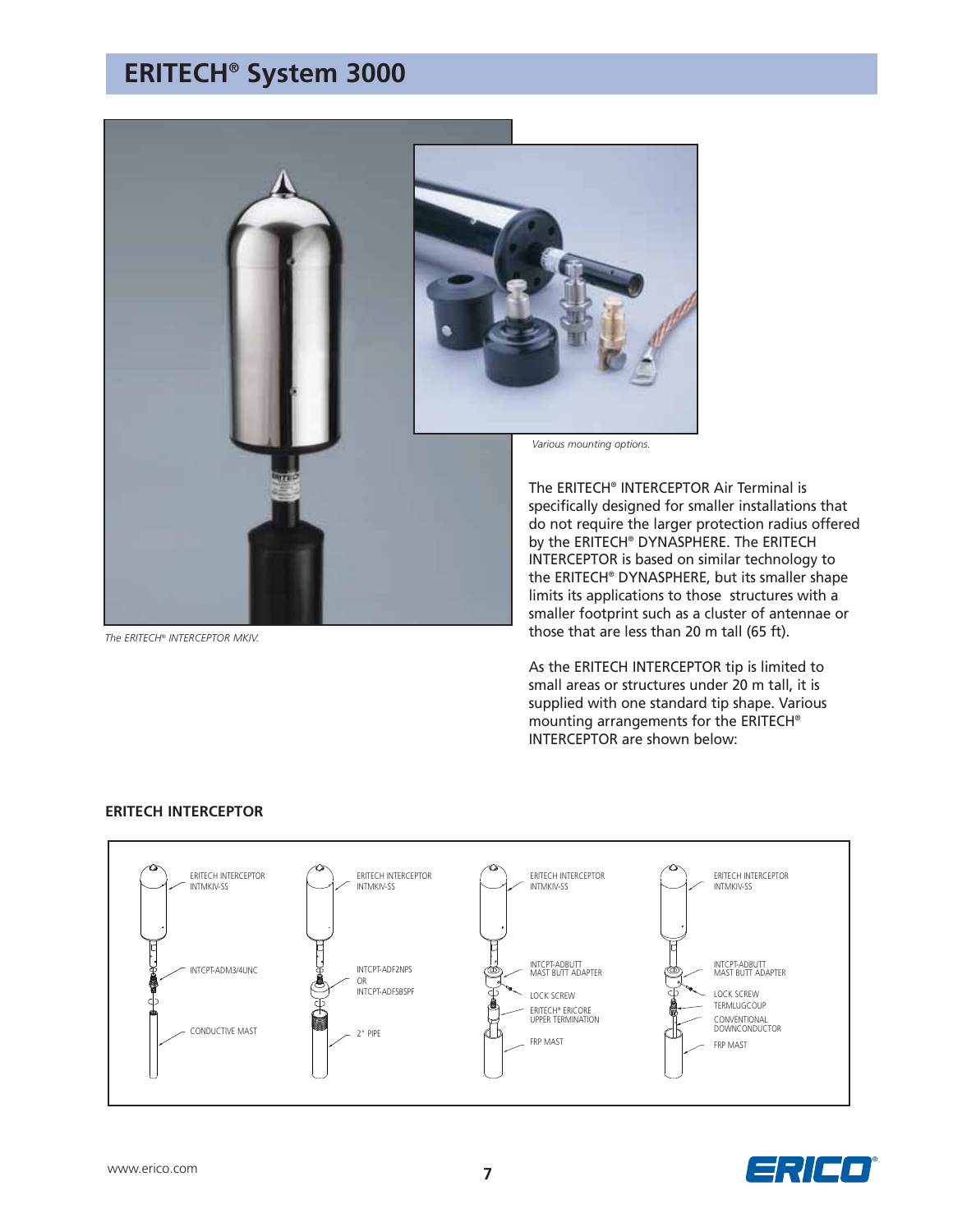# ERITECH® System 3000

*The ERITECH® INTERCEPTOR MKIV.*

*Various mounting options.*

The ERITECH® INTERCEPTOR Air Terminal is specifically designed for smaller installations that do not require the larger protection radius offered by the ERITECH® DYNASPHERE. The ERITECH INTERCEPTOR is based on similar technology to the ERITECH® DYNASPHERE, but its smaller shape limits its applications to those structures with a smaller footprint such as a cluster of antennae or those that are less than 20 m tall (65 ft).

As the ERITECH INTERCEPTOR tip is limited to small areas or structures under 20 m tall, it is supplied with one standard tip shape. Various mounting arrangements for the ERITECH® INTERCEPTOR are shown below:

## ERITECH INTERCEPTOR

ERITECH INTERCEPTOR INTMKIV-SS
INTCPT-ADM3/4UNC
CONDUCTIVE MAST

ERITECH INTERCEPTOR INTMKIV-SS
INTCPT-ADF2NPS OR INTCPT-ADFSBSPF
2" PIPE

ERITECH INTERCEPTOR INTMKIV-SS
INTCPT-ADBUTT MAST BUTT ADAPTER
LOCK SCREW
ERITECH® ERICORE UPPER TERMINATION
FRP MAST

ERITECH INTERCEPTOR INTMKIV-SS
INTCPT-ADBUTT MAST BUTT ADAPTER
LOCK SCREW
TERMLUGCOUP
CONVENTIONAL DOWNCONDUCTOR
FRP MAST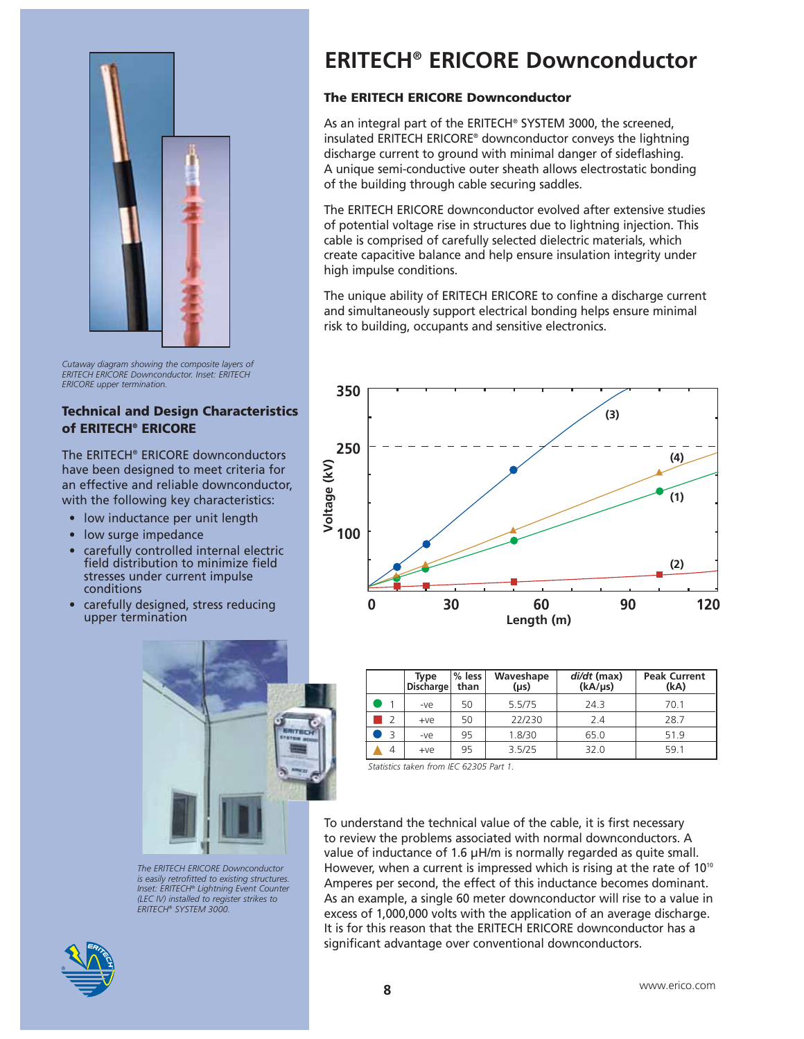# ERITECH® ERICORE Downconductor

Cutaway diagram showing the composite layers of ERITECH ERICORE Downconductor. Inset: ERITECH ERICORE upper termination.

## Technical and Design Characteristics of ERITECH® ERICORE

The ERITECH® ERICORE downconductors have been designed to meet criteria for an effective and reliable downconductor, with the following key characteristics:

- low inductance per unit length
- low surge impedance
- carefully controlled internal electric field distribution to minimize field stresses under current impulse conditions
- carefully designed, stress reducing upper termination

The ERITECH ERICORE Downconductor is easily retrofitted to existing structures. Inset: ERITECH® Lightning Event Counter (LEC IV) installed to register strikes to ERITECH® SYSTEM 3000.

### The ERITECH ERICORE Downconductor

As an integral part of the ERITECH® SYSTEM 3000, the screened, insulated ERITECH ERICORE® downconductor conveys the lightning discharge current to ground with minimal danger of sideflashing. A unique semi-conductive outer sheath allows electrostatic bonding of the building through cable securing saddles.

The ERITECH ERICORE downconductor evolved after extensive studies of potential voltage rise in structures due to lightning injection. This cable is comprised of carefully selected dielectric materials, which create capacitive balance and help ensure insulation integrity under high impulse conditions.

The unique ability of ERITECH ERICORE to confine a discharge current and simultaneously support electrical bonding helps ensure minimal risk to building, occupants and sensitive electronics.

| | Type Discharge | % less than | Waveshape (µs) | *di/dt* (max) (kA/µs) | Peak Current (kA) |
|---|---|---|---|---|---|
| ● 1 | -ve | 50 | 5.5/75 | 24.3 | 70.1 |
| ■ 2 | +ve | 50 | 22/230 | 2.4 | 28.7 |
| ● 3 | -ve | 95 | 1.8/30 | 65.0 | 51.9 |
| ▲ 4 | +ve | 95 | 3.5/25 | 32.0 | 59.1 |

*Statistics taken from IEC 62305 Part 1.*

To understand the technical value of the cable, it is first necessary to review the problems associated with normal downconductors. A value of inductance of 1.6 µH/m is normally regarded as quite small. However, when a current is impressed which is rising at the rate of $10^{10}$ Amperes per second, the effect of this inductance becomes dominant. As an example, a single 60 meter downconductor will rise to a value in excess of 1,000,000 volts with the application of an average discharge. It is for this reason that the ERITECH ERICORE downconductor has a significant advantage over conventional downconductors.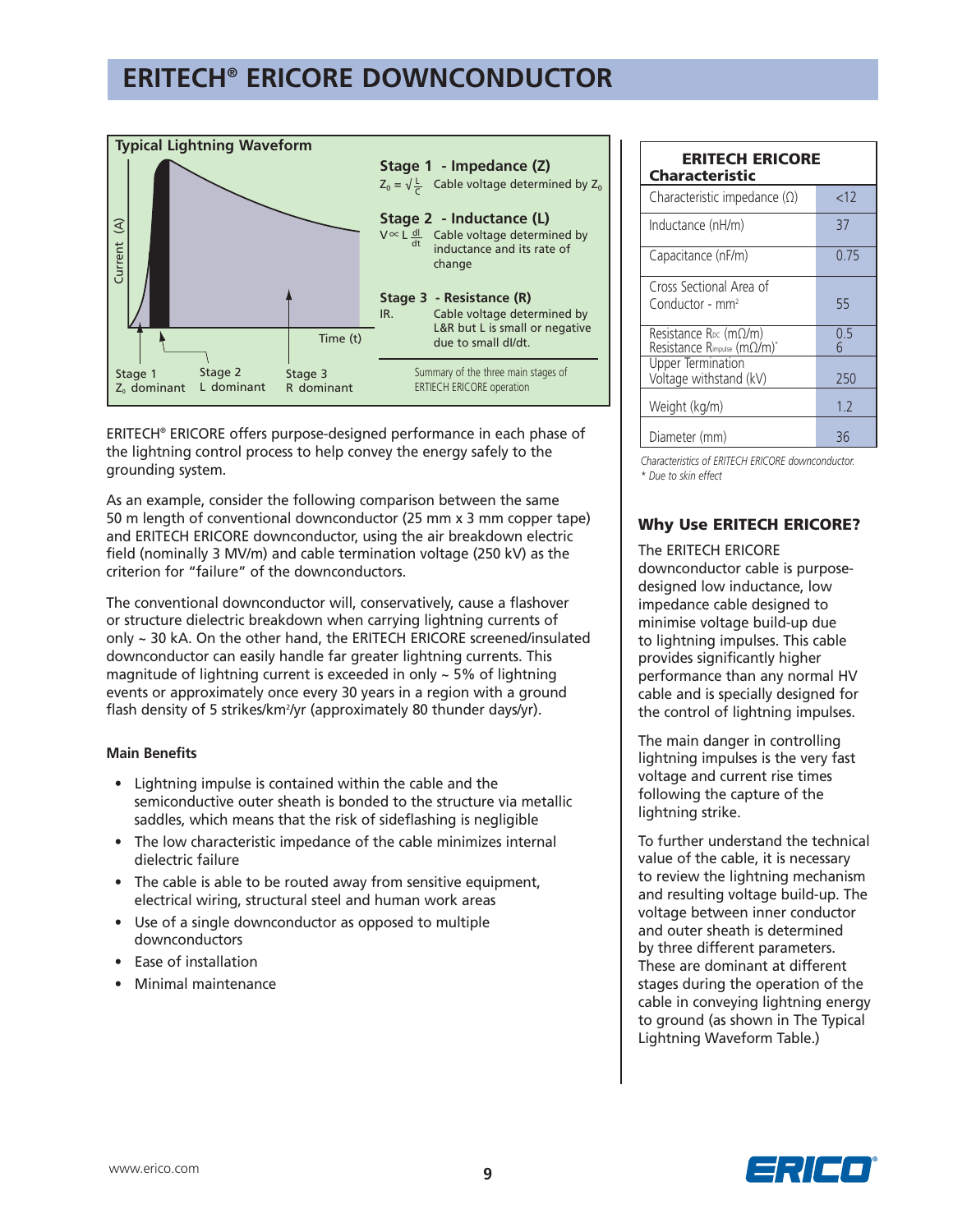# ERITECH® ERICORE DOWNCONDUCTOR

**Typical Lightning Waveform**

Current (A)

Time (t)

Stage 1 $Z_0$ dominant | Stage 2 L dominant | Stage 3 R dominant

**Stage 1 - Impedance (Z)**
$Z_0 = \sqrt{\frac{L}{C}}$ Cable voltage determined by $Z_0$

**Stage 2 - Inductance (L)**
$V \propto L\frac{dI}{dt}$ Cable voltage determined by inductance and its rate of change

**Stage 3 - Resistance (R)**
IR. Cable voltage determined by L&R but L is small or negative due to small dI/dt.

Summary of the three main stages of ERTIECH ERICORE operation

ERITECH® ERICORE offers purpose-designed performance in each phase of the lightning control process to help convey the energy safely to the grounding system.

As an example, consider the following comparison between the same 50 m length of conventional downconductor (25 mm x 3 mm copper tape) and ERITECH ERICORE downconductor, using the air breakdown electric field (nominally 3 MV/m) and cable termination voltage (250 kV) as the criterion for "failure" of the downconductors.

The conventional downconductor will, conservatively, cause a flashover or structure dielectric breakdown when carrying lightning currents of only ~ 30 kA. On the other hand, the ERITECH ERICORE screened/insulated downconductor can easily handle far greater lightning currents. This magnitude of lightning current is exceeded in only ~ 5% of lightning events or approximately once every 30 years in a region with a ground flash density of 5 strikes/km$^2$/yr (approximately 80 thunder days/yr).

**Main Benefits**

- Lightning impulse is contained within the cable and the semiconductive outer sheath is bonded to the structure via metallic saddles, which means that the risk of sideflashing is negligible
- The low characteristic impedance of the cable minimizes internal dielectric failure
- The cable is able to be routed away from sensitive equipment, electrical wiring, structural steel and human work areas
- Use of a single downconductor as opposed to multiple downconductors
- Ease of installation
- Minimal maintenance

| ERITECH ERICORE Characteristic | |
|---|---|
| Characteristic impedance (Ω) | <12 |
| Inductance (nH/m) | 37 |
| Capacitance (nF/m) | 0.75 |
| Cross Sectional Area of Conductor - mm$^2$ | 55 |
| Resistance $R_{DC}$ (mΩ/m)<br>Resistance $R_{impulse}$ (mΩ/m)* | 0.5<br>6 |
| Upper Termination Voltage withstand (kV) | 250 |
| Weight (kg/m) | 1.2 |
| Diameter (mm) | 36 |

*Characteristics of ERITECH ERICORE downconductor.*
*\* Due to skin effect*

### Why Use ERITECH ERICORE?

The ERITECH ERICORE downconductor cable is purpose-designed low inductance, low impedance cable designed to minimise voltage build-up due to lightning impulses. This cable provides significantly higher performance than any normal HV cable and is specially designed for the control of lightning impulses.

The main danger in controlling lightning impulses is the very fast voltage and current rise times following the capture of the lightning strike.

To further understand the technical value of the cable, it is necessary to review the lightning mechanism and resulting voltage build-up. The voltage between inner conductor and outer sheath is determined by three different parameters. These are dominant at different stages during the operation of the cable in conveying lightning energy to ground (as shown in The Typical Lightning Waveform Table.)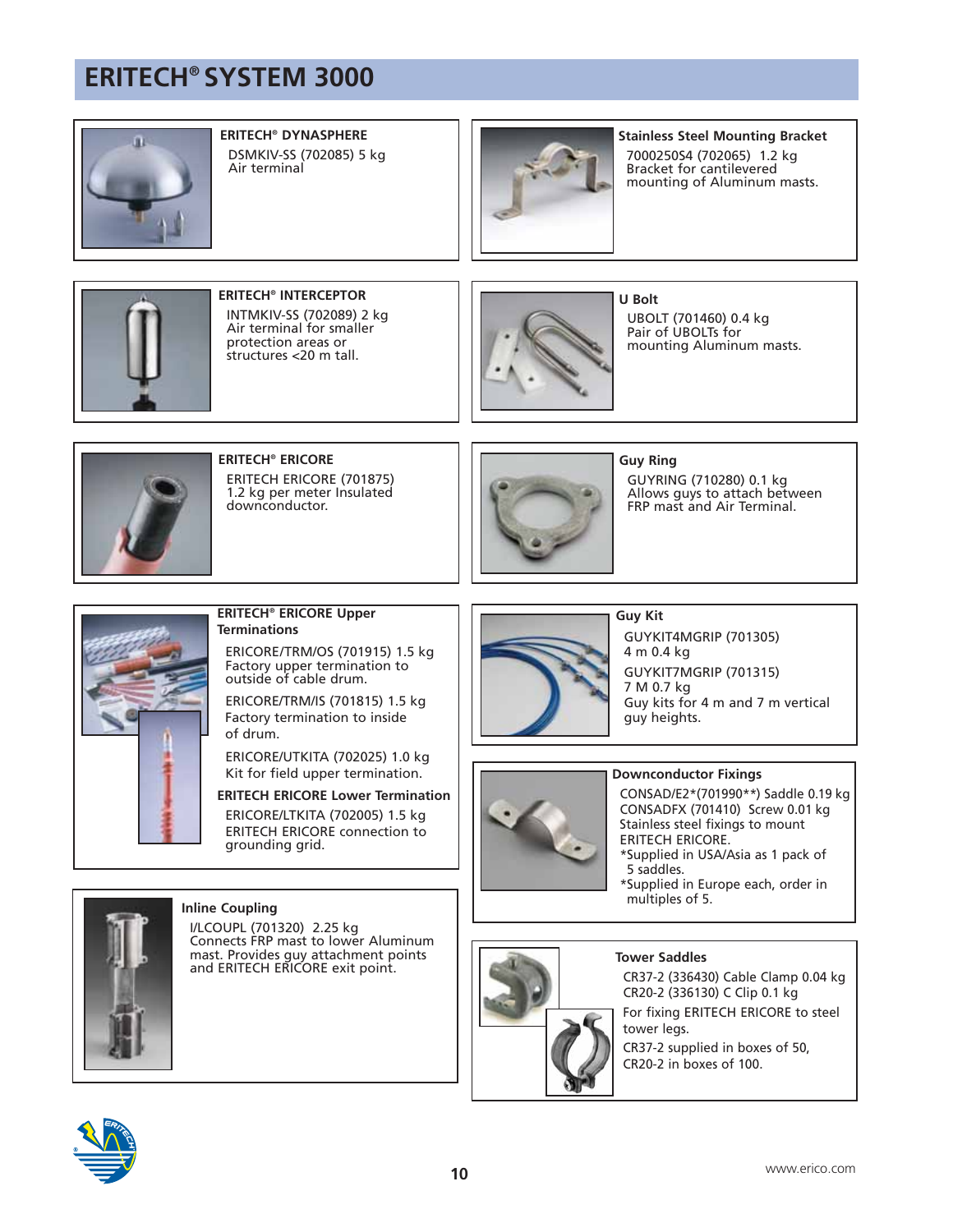# ERITECH® SYSTEM 3000

### ERITECH® DYNASPHERE

DSMKIV-SS (702085) 5 kg
Air terminal

### ERITECH® INTERCEPTOR

INTMKIV-SS (702089) 2 kg
Air terminal for smaller protection areas or structures <20 m tall.

### ERITECH® ERICORE

ERITECH ERICORE (701875)
1.2 kg per meter Insulated downconductor.

### ERITECH® ERICORE Upper Terminations

ERICORE/TRM/OS (701915) 1.5 kg
Factory upper termination to outside of cable drum.

ERICORE/TRM/IS (701815) 1.5 kg
Factory termination to inside of drum.

ERICORE/UTKITA (702025) 1.0 kg
Kit for field upper termination.

### ERITECH ERICORE Lower Termination

ERICORE/LTKITA (702005) 1.5 kg
ERITECH ERICORE connection to grounding grid.

### Inline Coupling

I/LCOUPL (701320) 2.25 kg
Connects FRP mast to lower Aluminum mast. Provides guy attachment points and ERITECH ERICORE exit point.

### Stainless Steel Mounting Bracket

7000250S4 (702065) 1.2 kg
Bracket for cantilevered mounting of Aluminum masts.

### U Bolt

UBOLT (701460) 0.4 kg
Pair of UBOLTs for mounting Aluminum masts.

### Guy Ring

GUYRING (710280) 0.1 kg
Allows guys to attach between FRP mast and Air Terminal.

### Guy Kit

GUYKIT4MGRIP (701305)
4 m 0.4 kg

GUYKIT7MGRIP (701315)
7 M 0.7 kg

Guy kits for 4 m and 7 m vertical guy heights.

### Downconductor Fixings

CONSAD/E2*(701990**) Saddle 0.19 kg
CONSADFX (701410) Screw 0.01 kg
Stainless steel fixings to mount ERITECH ERICORE.
*Supplied in USA/Asia as 1 pack of 5 saddles.
*Supplied in Europe each, order in multiples of 5.

### Tower Saddles

CR37-2 (336430) Cable Clamp 0.04 kg
CR20-2 (336130) C Clip 0.1 kg

For fixing ERITECH ERICORE to steel tower legs.

CR37-2 supplied in boxes of 50, CR20-2 in boxes of 100.

www.erico.com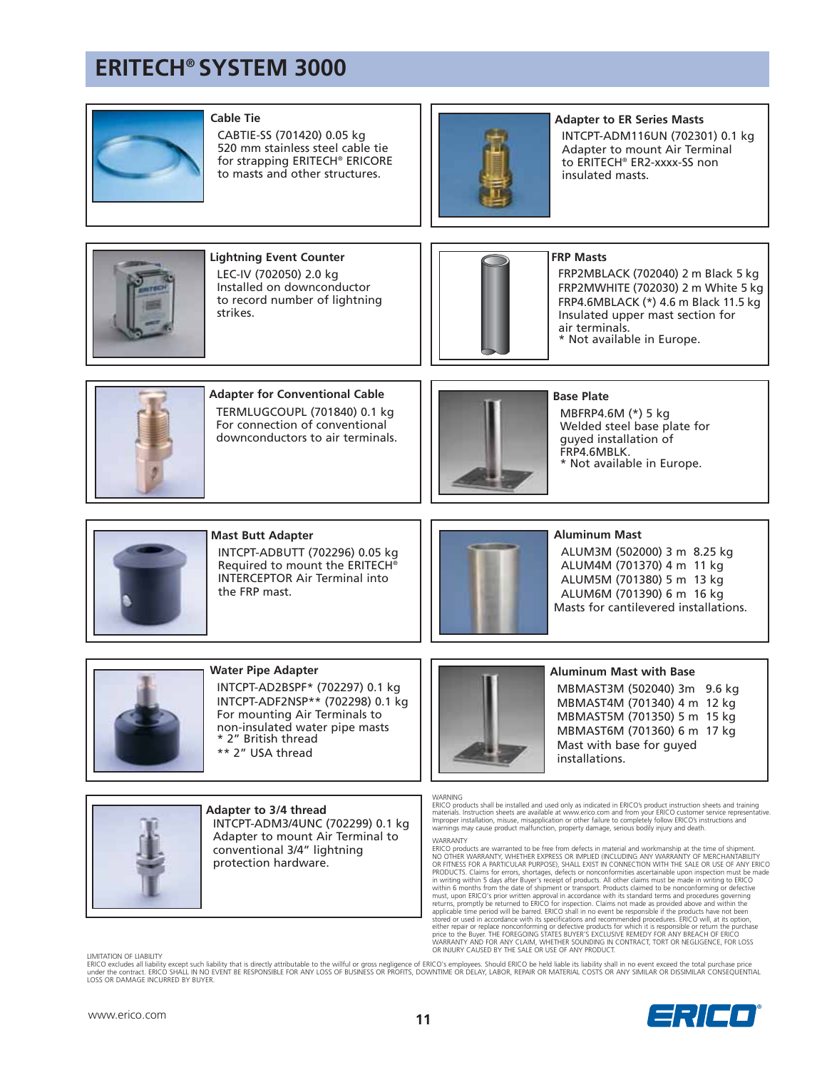# ERITECH® SYSTEM 3000

### Cable Tie

CABTIE-SS (701420) 0.05 kg
520 mm stainless steel cable tie for strapping ERITECH® ERICORE to masts and other structures.

### Adapter to ER Series Masts

INTCPT-ADM116UN (702301) 0.1 kg
Adapter to mount Air Terminal to ERITECH® ER2-xxxx-SS non insulated masts.

### Lightning Event Counter

LEC-IV (702050) 2.0 kg
Installed on downconductor to record number of lightning strikes.

### FRP Masts

FRP2MBLACK (702040) 2 m Black 5 kg
FRP2MWHITE (702030) 2 m White 5 kg
FRP4.6MBLACK (*) 4.6 m Black 11.5 kg
Insulated upper mast section for air terminals.
* Not available in Europe.

### Adapter for Conventional Cable

TERMLUGCOUPL (701840) 0.1 kg
For connection of conventional downconductors to air terminals.

### Base Plate

MBFRP4.6M (*) 5 kg
Welded steel base plate for guyed installation of FRP4.6MBLK.
* Not available in Europe.

### Mast Butt Adapter

INTCPT-ADBUTT (702296) 0.05 kg
Required to mount the ERITECH® INTERCEPTOR Air Terminal into the FRP mast.

### Aluminum Mast

ALUM3M (502000) 3 m 8.25 kg
ALUM4M (701370) 4 m 11 kg
ALUM5M (701380) 5 m 13 kg
ALUM6M (701390) 6 m 16 kg
Masts for cantilevered installations.

### Water Pipe Adapter

INTCPT-AD2BSPF* (702297) 0.1 kg
INTCPT-ADF2NSP** (702298) 0.1 kg
For mounting Air Terminals to non-insulated water pipe masts
* 2" British thread
** 2" USA thread

### Aluminum Mast with Base

MBMAST3M (502040) 3m 9.6 kg
MBMAST4M (701340) 4 m 12 kg
MBMAST5M (701350) 5 m 15 kg
MBMAST6M (701360) 6 m 17 kg
Mast with base for guyed installations.

### Adapter to 3/4 thread

INTCPT-ADM3/4UNC (702299) 0.1 kg
Adapter to mount Air Terminal to conventional 3/4" lightning protection hardware.

WARNING
ERICO products shall be installed and used only as indicated in ERICO's product instruction sheets and training materials. Instruction sheets are available at www.erico.com and from your ERICO customer service representative. Improper installation, misuse, misapplication or other failure to completely follow ERICO's instructions and warnings may cause product malfunction, property damage, serious bodily injury and death.

WARRANTY
ERICO products are warranted to be free from defects in material and workmanship at the time of shipment. NO OTHER WARRANTY, WHETHER EXPRESS OR IMPLIED (INCLUDING ANY WARRANTY OF MERCHANTABILITY OR FITNESS FOR A PARTICULAR PURPOSE), SHALL EXIST IN CONNECTION WITH THE SALE OR USE OF ANY ERICO PRODUCTS. Claims for errors, shortages, defects or nonconformities ascertainable upon inspection must be made in writing within 5 days after Buyer's receipt of products. All other claims must be made in writing to ERICO within 6 months from the date of shipment or transport. Products claimed to be nonconforming or defective must, upon ERICO's prior written approval in accordance with its standard terms and procedures governing returns, promptly be returned to ERICO for inspection. Claims not made as provided above and within the applicable time period will be barred. ERICO shall in no event be responsible if the products have not been stored or used in accordance with its specifications and recommended procedures. ERICO will, at its option, either repair or replace nonconforming or defective products for which it is responsible or return the purchase price to the Buyer. THE FOREGOING STATES BUYER'S EXCLUSIVE REMEDY FOR ANY BREACH OF ERICO WARRANTY AND FOR ANY CLAIM, WHETHER SOUNDING IN CONTRACT, TORT OR NEGLIGENCE, FOR LOSS OR INJURY CAUSED BY THE SALE OR USE OF ANY PRODUCT.

LIMITATION OF LIABILITY
ERICO excludes all liability except such liability that is directly attributable to the willful or gross negligence of ERICO's employees. Should ERICO be held liable its liability shall in no event exceed the total purchase price under the contract. ERICO SHALL IN NO EVENT BE RESPONSIBLE FOR ANY LOSS OF BUSINESS OR PROFITS, DOWNTIME OR DELAY, LABOR, REPAIR OR MATERIAL COSTS OR ANY SIMILAR OR DISSIMILAR CONSEQUENTIAL LOSS OR DAMAGE INCURRED BY BUYER.

www.erico.com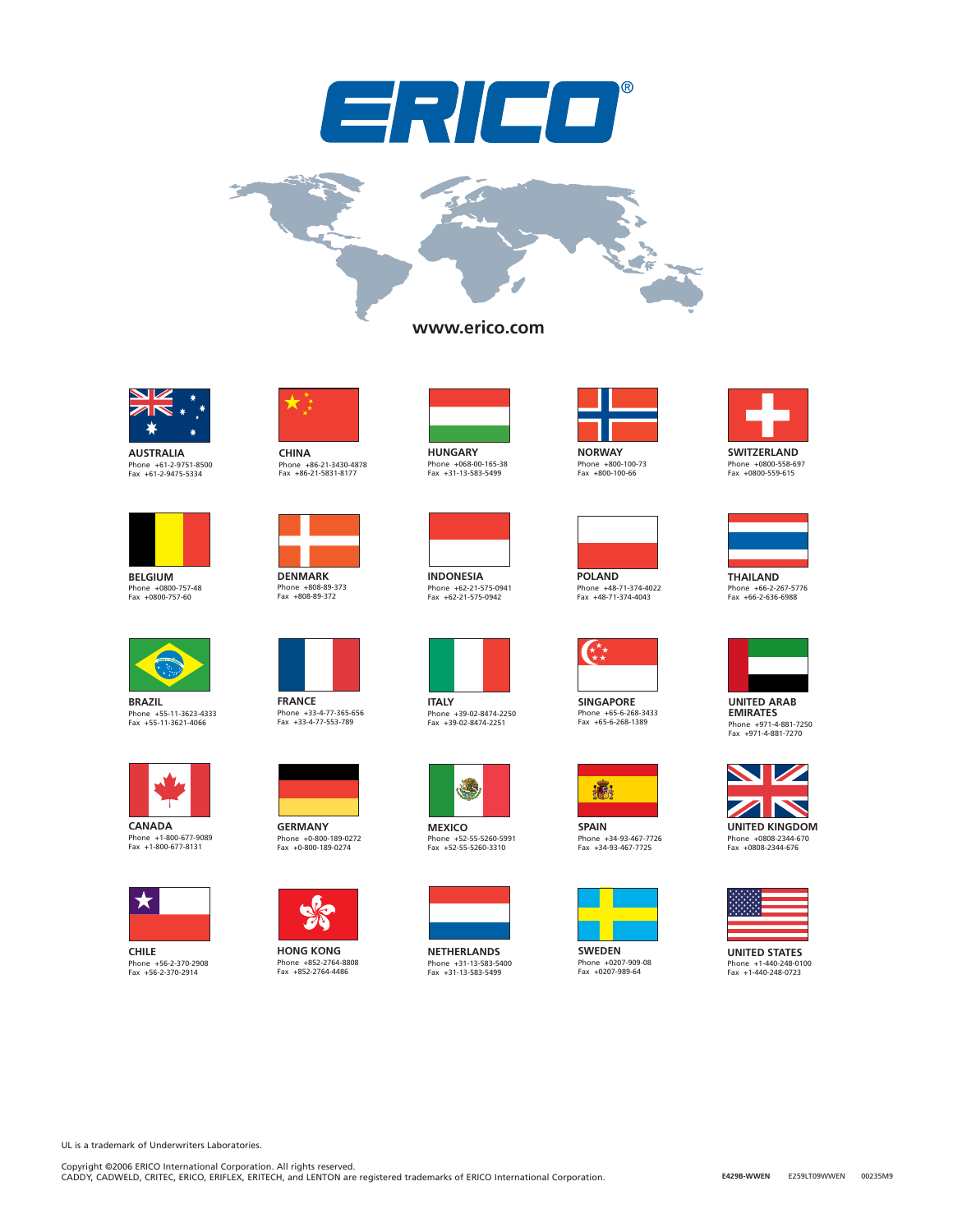# ERICO®

www.erico.com

**AUSTRALIA**
Phone +61-2-9751-8500
Fax +61-2-9475-5334

**CHINA**
Phone +86-21-3430-4878
Fax +86-21-5831-8177

**HUNGARY**
Phone +068-00-165-38
Fax +31-13-583-5499

**NORWAY**
Phone +800-100-73
Fax +800-100-66

**SWITZERLAND**
Phone +0800-558-697
Fax +0800-559-615

**BELGIUM**
Phone +0800-757-48
Fax +0800-757-60

**DENMARK**
Phone +808-89-373
Fax +808-89-372

**INDONESIA**
Phone +62-21-575-0941
Fax +62-21-575-0942

**POLAND**
Phone +48-71-374-4022
Fax +48-71-374-4043

**THAILAND**
Phone +66-2-267-5776
Fax +66-2-636-6988

**BRAZIL**
Phone +55-11-3623-4333
Fax +55-11-3621-4066

**FRANCE**
Phone +33-4-77-365-656
Fax +33-4-77-553-789

**ITALY**
Phone +39-02-8474-2250
Fax +39-02-8474-2251

**SINGAPORE**
Phone +65-6-268-3433
Fax +65-6-268-1389

**UNITED ARAB EMIRATES**
Phone +971-4-881-7250
Fax +971-4-881-7270

**CANADA**
Phone +1-800-677-9089
Fax +1-800-677-8131

**GERMANY**
Phone +0-800-189-0272
Fax +0-800-189-0274

**MEXICO**
Phone +52-55-5260-5991
Fax +52-55-5260-3310

**SPAIN**
Phone +34-93-467-7726
Fax +34-93-467-7725

**UNITED KINGDOM**
Phone +0808-2344-670
Fax +0808-2344-676

**CHILE**
Phone +56-2-370-2908
Fax +56-2-370-2914

**HONG KONG**
Phone +852-2764-8808
Fax +852-2764-4486

**NETHERLANDS**
Phone +31-13-583-5400
Fax +31-13-583-5499

**SWEDEN**
Phone +0207-909-08
Fax +0207-989-64

**UNITED STATES**
Phone +1-440-248-0100
Fax +1-440-248-0723

UL is a trademark of Underwriters Laboratories.

Copyright ©2006 ERICO International Corporation. All rights reserved.
CADDY, CADWELD, CRITEC, ERICO, ERIFLEX, ERITECH, and LENTON are registered trademarks of ERICO International Corporation.

**E429B-WWEN** E259LT09WWEN 00235M9